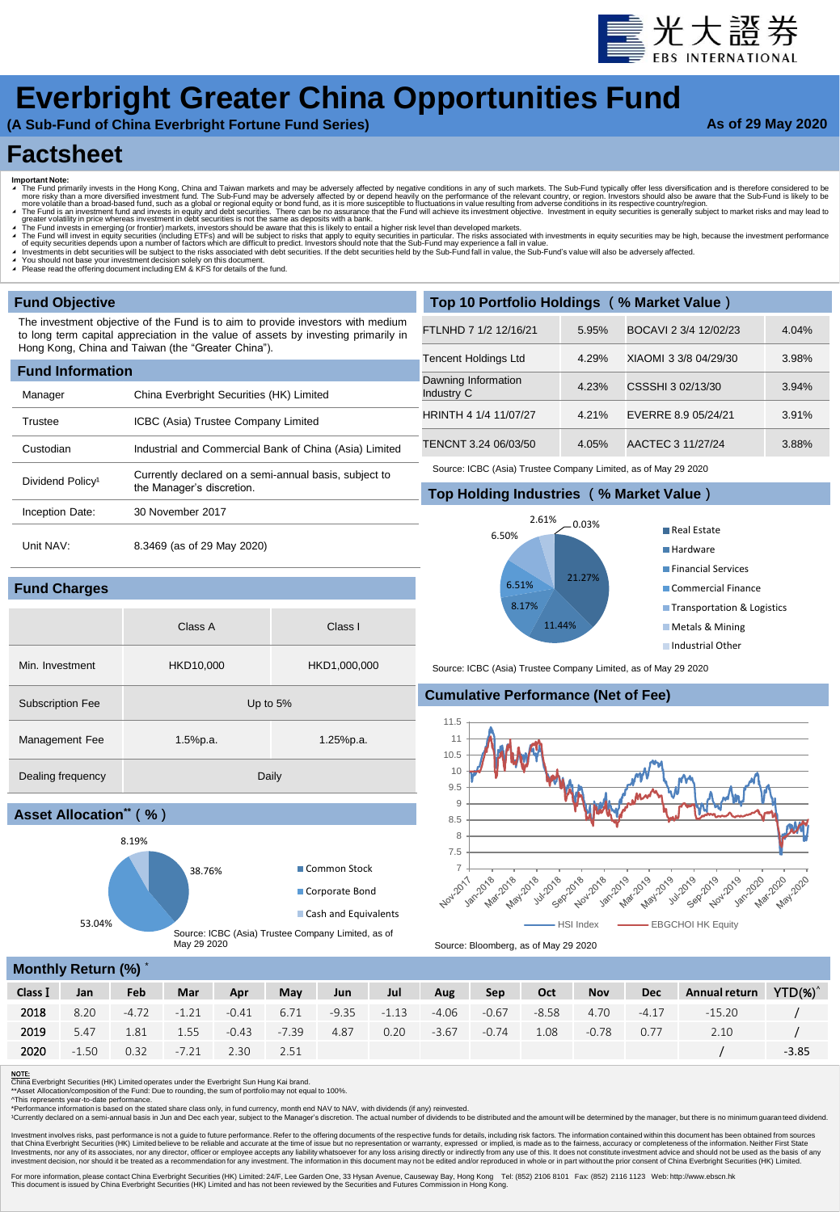光大證券 EBS INTERNATIONAL

# Everbright Greater China Opportunities Fund

**(A Sub-Fund of China Everbright Fortune Fund Series)**

**As of 29 May 2020**

# Factsheet

**Important Note:**

- The Fund primarily invests in the Hong Kong, China and Taiwan markets and may be adversely affected by negative conditions in any of such markets. The Sub-Fund typically offer less diversification and is therefore considered to be more risky than a more diversified investment fund. The Sub-Fund may be adversely affected by or depend heavily on the performance of the relevant country, or region. Investors should also be aware that the Sub-Fund is likely to be more volatile than a broad-based fund, such as a global or regional equity or bond fund, as it is more susceptible to fluctuations in value resulting from adverse conditions in its respective country/region.
- The Fund is an investment fund and invests in equity and debt securities. There can be no assurance that the Fund will achieve its investment objective. Investment in equity securities is generally subject to market risks and may lead to greater volatility in price whereas investment in debt securities is not the same as deposits with a bank.
- The Fund invests in emerging (or frontier) markets, investors should be aware that this is likely to entail a higher risk level than developed markets.
- The Fund will invest in equity securities (including ETFs) and will be subject to risks that apply to equity securities in particular. The risks associated with investments in equity securities may be high, because the investment performance of equity securities depends upon a number of factors which are difficult to predict. Investors should note that the Sub-Fund may experience a fall in value.
- Investments in debt securities will be subject to the risks associated with debt securities. If the debt securities held by the Sub-Fund fall in value, the Sub-Fund's value will also be adversely affected.
- You should not base your investment decision solely on this document.
- Please read the offering document including EM & KFS for details of the fund.

## Fund Objective

The investment objective of the Fund is to aim to provide investors with medium to long term capital appreciation in the value of assets by investing primarily in Hong Kong, China and Taiwan (the "Greater China").

## Fund Information

| | |
|---|---|
| Manager | China Everbright Securities (HK) Limited |
| Trustee | ICBC (Asia) Trustee Company Limited |
| Custodian | Industrial and Commercial Bank of China (Asia) Limited |
| Dividend Policy¹ | Currently declared on a semi-annual basis, subject to the Manager's discretion. |
| Inception Date: | 30 November 2017 |
| Unit NAV: | 8.3469 (as of 29 May 2020) |

## Fund Charges

| | Class A | Class I |
|---|---|---|
| Min. Investment | HKD10,000 | HKD1,000,000 |
| Subscription Fee | Up to 5% | |
| Management Fee | 1.5%p.a. | 1.25%p.a. |
| Dealing frequency | Daily | |

## Asset Allocation** ( % )

38.76%
53.04%
8.19%

Common Stock
Corporate Bond
Cash and Equivalents

Source: ICBC (Asia) Trustee Company Limited, as of May 29 2020

## Top 10 Portfolio Holdings （% Market Value）

| | | | |
|---|---|---|---|
| FTLNHD 7 1/2 12/16/21 | 5.95% | BOCAVI 2 3/4 12/02/23 | 4.04% |
| Tencent Holdings Ltd | 4.29% | XIAOMI 3 3/8 04/29/30 | 3.98% |
| Dawning Information Industry C | 4.23% | CSSSHI 3 02/13/30 | 3.94% |
| HRINTH 4 1/4 11/07/27 | 4.21% | EVERRE 8.9 05/24/21 | 3.91% |
| TENCNT 3.24 06/03/50 | 4.05% | AACTEC 3 11/27/24 | 3.88% |

Source: ICBC (Asia) Trustee Company Limited, as of May 29 2020

## Top Holding Industries （% Market Value）

21.27%
11.44%
8.17%
6.51%
6.50%
2.61%
0.03%

Real Estate
Hardware
Financial Services
Commercial Finance
Transportation & Logistics
Metals & Mining
Industrial Other

Source: ICBC (Asia) Trustee Company Limited, as of May 29 2020

## Cumulative Performance (Net of Fee)

11.5
11
10.5
10
9.5
9
8.5
8
7.5
7

Nov-2017 Jan-2018 Mar-2018 May-2018 Jul-2018 Sep-2018 Nov-2018 Jan-2019 Mar-2019 May-2019 Jul-2019 Sep-2019 Nov-2019 Jan-2020 Mar-2020 May-2020

HSI Index
EBGCHOI HK Equity

Source: Bloomberg, as of May 29 2020

## Monthly Return (%) *

| Class I | Jan | Feb | Mar | Apr | May | Jun | Jul | Aug | Sep | Oct | Nov | Dec | Annual return | YTD(%)^ |
|---|---|---|---|---|---|---|---|---|---|---|---|---|---|---|
| 2018 | 8.20 | -4.72 | -1.21 | -0.41 | 6.71 | -9.35 | -1.13 | -4.06 | -0.67 | -8.58 | 4.70 | -4.17 | -15.20 | / |
| 2019 | 5.47 | 1.81 | 1.55 | -0.43 | -7.39 | 4.87 | 0.20 | -3.67 | -0.74 | 1.08 | -0.78 | 0.77 | 2.10 | / |
| 2020 | -1.50 | 0.32 | -7.21 | 2.30 | 2.51 | | | | | | | | / | -3.85 |

**NOTE:**

China Everbright Securities (HK) Limited operates under the Everbright Sun Hung Kai brand.

**Asset Allocation/composition of the Fund: Due to rounding, the sum of portfolio may not equal to 100%.

^This represents year-to-date performance.

*Performance information is based on the stated share class only, in fund currency, month end NAV to NAV, with dividends (if any) reinvested.

¹Currently declared on a semi-annual basis in Jun and Dec each year, subject to the Manager's discretion. The actual number of dividends to be distributed and the amount will be determined by the manager, but there is no minimum guaranteed dividend.

Investment involves risks, past performance is not a guide to future performance. Refer to the offering documents of the respective funds for details, including risk factors. The information contained within this document has been obtained from sources that China Everbright Securities (HK) Limited believe to be reliable and accurate at the time of issue but no representation or warranty, expressed or implied, is made as to the fairness, accuracy or completeness of the information. Neither First State Investments, nor any of its associates, nor any director, officer or employee accepts any liability whatsoever for any loss arising directly or indirectly from any use of this. It does not constitute investment advice and should not be used as the basis of any investment decision, nor should it be treated as a recommendation for any investment. The information in this document may not be edited and/or reproduced in whole or in part without the prior consent of China Everbright Securities (HK) Limited.

For more information, please contact China Everbright Securities (HK) Limited: 24/F, Lee Garden One, 33 Hysan Avenue, Causeway Bay, Hong Kong Tel: (852) 2106 8101 Fax: (852) 2116 1123 Web: http://www.ebscn.hk

This document is issued by China Everbright Securities (HK) Limited and has not been reviewed by the Securities and Futures Commission in Hong Kong.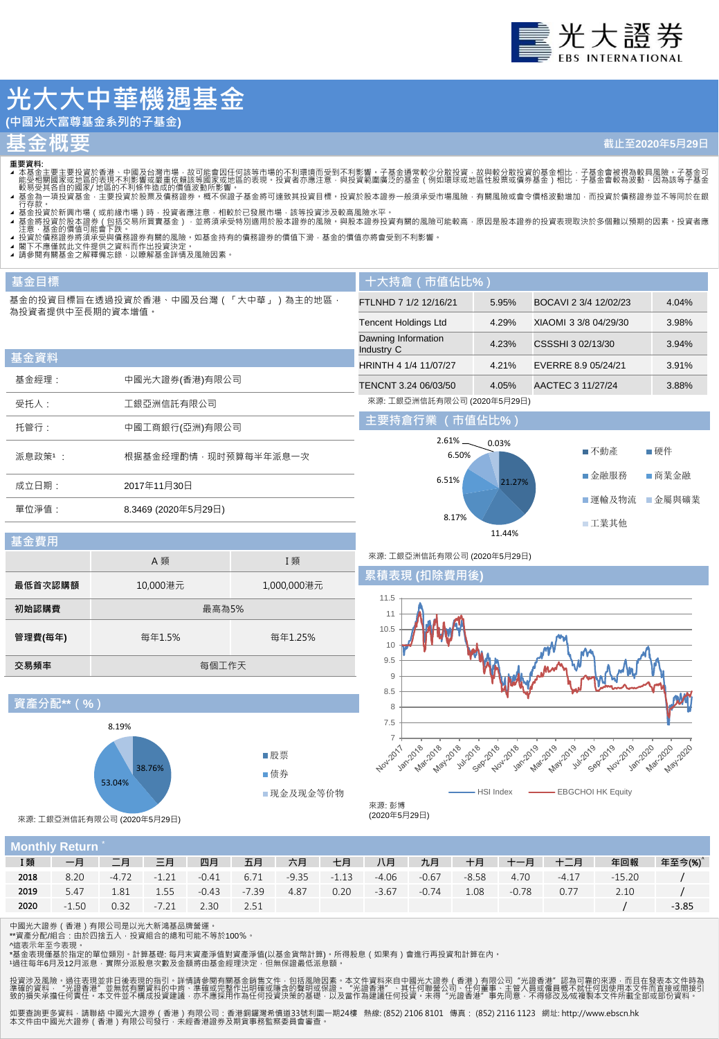光大證券 EBS INTERNATIONAL

# 光大大中華機遇基金

**(中國光大富尊基金系列的子基金)**

## 基金概要

截止至2020年5月29日

**重要資料:**

- 本基金主要主要投資於香港、中國及台灣市場，故可能會因任何該等市場的不利環境而受到不利影響。子基金通常較少分散投資，故與較分散投資的基金相比，子基金會被視為較具風險。子基金可能受相關國家或地區的表現不利影響或嚴重依賴該等國家或地區的表現。投資者亦應注意，與投資範圍廣泛的基金（例如環球或地區性股票或債券基金）相比，子基金會較為波動，因為該等子基金較易受其各目的國家/地區的不利條件造成的價值波動所影響。
- 基金為一項投資基金，主要投資於股票及債務證券。概不保證子基金將可達致其投資目標。投資於股本證券一般須承受市場風險，有關風險或會令價格波動增加，而投資於債務證券並不等同於在銀行存款。
- 基金投資於新興市場（或前緣市場）時，投資者應注意，相較於已發展市場，該等投資涉及較高風險水平。
- 基金將投資於股本證券（包括交易所買賣基金），並將須承受特別適用於股本證券的風險。與股本證券投資有關的風險可能較高，原因是股本證券的投資表現取決於多個難以預期的因素。投資者應注意，基金的價值可能會下跌。
- 投資於債務證券將須承受與債務證券有關的風險。如基金持有的債務證券的價值下滑，基金的價值亦將會受到不利影響。
- 閣下不應僅就此文件提供之資料而作出投資決定。
- 請參閱有關基金之解釋備忘錄，以瞭解基金詳情及風險因素。

## 基金目標

基金的投資目標旨在透過投資於香港、中國及台灣（「大中華」）為主的地區，為投資者提供中至長期的資本增值。

## 基金資料

| | |
|---|---|
| 基金經理： | 中國光大證券(香港)有限公司 |
| 受托人： | 工銀亞洲信託有限公司 |
| 托管行： | 中國工商銀行(亞洲)有限公司 |
| 派息政策¹： | 根據基金經理酌情，現時預算每半年派息一次 |
| 成立日期： | 2017年11月30日 |
| 單位淨值： | 8.3469 (2020年5月29日) |

## 基金費用

| | A 類 | I 類 |
|---|---|---|
| **最低首次認購額** | 10,000港元 | 1,000,000港元 |
| **初始認購費** | 最高為5% | |
| **管理費(每年)** | 每年1.5% | 每年1.25% |
| **交易頻率** | 每個工作天 | |

## 資產分配**（%）

8.19%
38.76%
53.04%

股票
債券
現金及現金等價物

來源: 工銀亞洲信託有限公司 (2020年5月29日)

## 十大持倉（市值佔比%）

| | | | |
|---|---|---|---|
| FTLNHD 7 1/2 12/16/21 | 5.95% | BOCAVI 2 3/4 12/02/23 | 4.04% |
| Tencent Holdings Ltd | 4.29% | XIAOMI 3 3/8 04/29/30 | 3.98% |
| Dawning Information Industry C | 4.23% | CSSSHI 3 02/13/30 | 3.94% |
| HRINTH 4 1/4 11/07/27 | 4.21% | EVERRE 8.9 05/24/21 | 3.91% |
| TENCNT 3.24 06/03/50 | 4.05% | AACTEC 3 11/27/24 | 3.88% |

來源: 工銀亞洲信託有限公司 (2020年5月29日)

## 主要持倉行業（市值佔比%）

2.61%
0.03%
6.50%
6.51%
21.27%
8.17%
11.44%

不動產
硬件
金融服務
商業金融
運輸及物流
金屬與礦業
工業其他

來源: 工銀亞洲信託有限公司 (2020年5月29日)

## 累積表現 (扣除費用後)

11.5
11
10.5
10
9.5
9
8.5
8
7.5
7

Nov-2017 Jan-2018 Mar-2018 May-2018 Jul-2018 Sep-2018 Nov-2018 Jan-2019 Mar-2019 May-2019 Jul-2019 Sep-2019 Nov-2019 Jan-2020 Mar-2020 May-2020

HSI Index
EBGCHOI HK Equity

來源: 彭博
(2020年5月29日)

## Monthly Return*

| I 類 | 一月 | 二月 | 三月 | 四月 | 五月 | 六月 | 七月 | 八月 | 九月 | 十月 | 十一月 | 十二月 | 年回報 | 年至今(%)^ |
|---|---|---|---|---|---|---|---|---|---|---|---|---|---|---|
| 2018 | 8.20 | -4.72 | -1.21 | -0.41 | 6.71 | -9.35 | -1.13 | -4.06 | -0.67 | -8.58 | 4.70 | -4.17 | -15.20 | / |
| 2019 | 5.47 | 1.81 | 1.55 | -0.43 | -7.39 | 4.87 | 0.20 | -3.67 | -0.74 | 1.08 | -0.78 | 0.77 | 2.10 | / |
| 2020 | -1.50 | 0.32 | -7.21 | 2.30 | 2.51 | | | | | | | | / | -3.85 |

中國光大證券（香港）有限公司是以光大新鴻基品牌營運。
**資產分配/組合：由於四捨五入，投資組合的總和可能不等於100%。
^這表示年至今表現。
*基金表現僅基於指定的單位類別。計算基礎: 每月末資產淨值對資產淨值(以基金貨幣計算)，所得股息（如果有）會進行再投資和計算在內。
¹過往每年6月及12月派息，實際分派股息次數及金額將由基金經理決定，但無保證最低派息額。

投資涉及風險，過往表現並非日後表現的指引。詳情請參閱有關基金銷售文件，包括風險因素。本文件資料來自中國光大證券（香港）有限公司"光證香港"認為可靠的來源，而且在發表本文件時為準確的資料。"光證香港"並無就有關資料的中肯、準確或完整作出明確或隱含的聲明或保證。"光證香港"、其任何聯營公司、任何董事、主管人員或僱員概不就任何因使用本文件而直接或間接引致的損失承擔任何責任。本文件並不構成投資建議，亦不應採用作為任何投資決策的基礎，以及當作為建議任何投資。未得"光證香港"事先同意，不得修改及/或複製本文件所載全部或部份資料。

如要查詢更多資料，請聯絡 中國光大證券（香港）有限公司：香港銅鑼灣希慎道33號利園一期24樓　熱線: (852) 2106 8101　傳真：(852) 2116 1123　網址: http://www.ebscn.hk
本文件由中國光大證券（香港）有限公司發行，未經香港證券及期貨事務監察委員會審查。